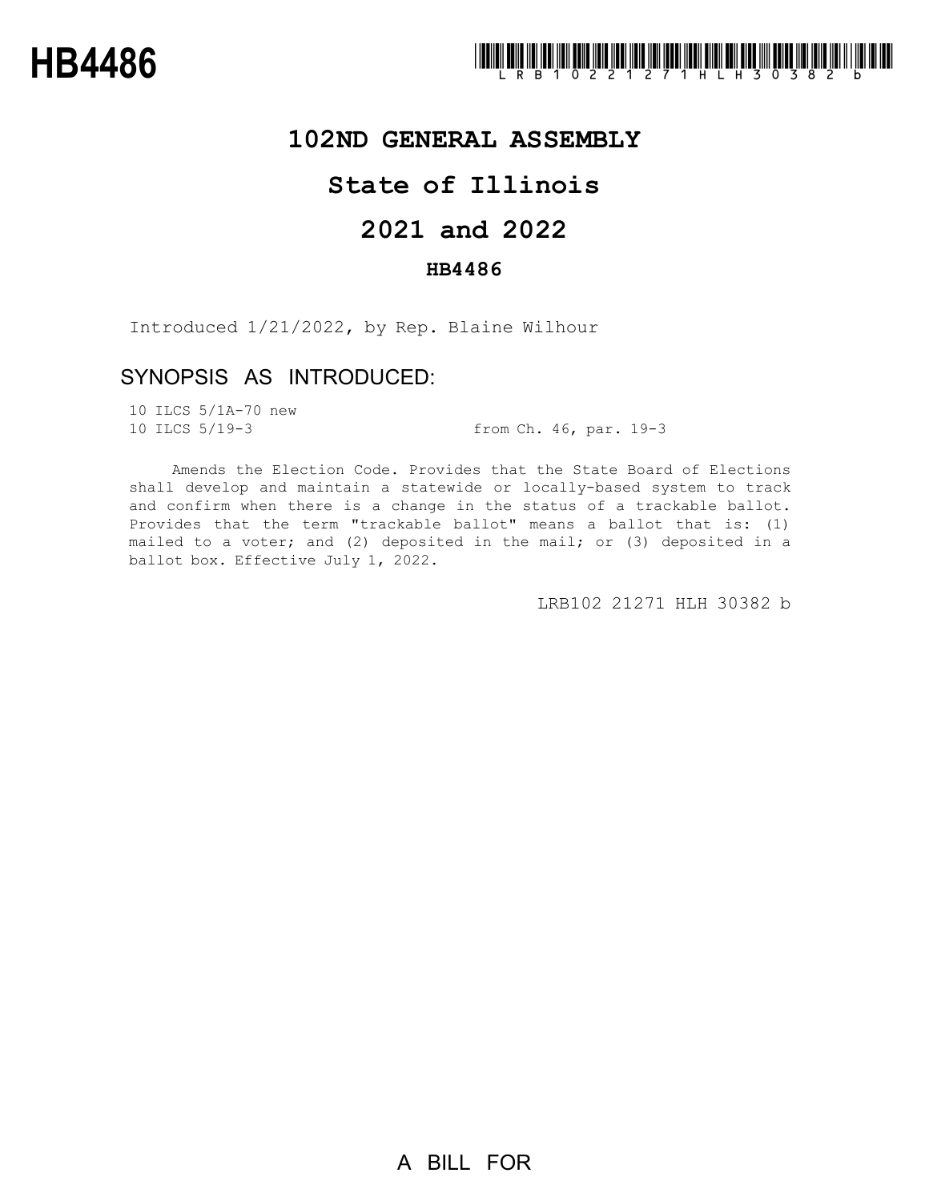# HB4486

LRB102 21271 HLH 30382 b

## 102ND GENERAL ASSEMBLY

## State of Illinois

## 2021 and 2022

### HB4486

Introduced 1/21/2022, by Rep. Blaine Wilhour

### SYNOPSIS AS INTRODUCED:

10 ILCS 5/1A-70 new
10 ILCS 5/19-3 from Ch. 46, par. 19-3

Amends the Election Code. Provides that the State Board of Elections shall develop and maintain a statewide or locally-based system to track and confirm when there is a change in the status of a trackable ballot. Provides that the term "trackable ballot" means a ballot that is: (1) mailed to a voter; and (2) deposited in the mail; or (3) deposited in a ballot box. Effective July 1, 2022.

LRB102 21271 HLH 30382 b

A BILL FOR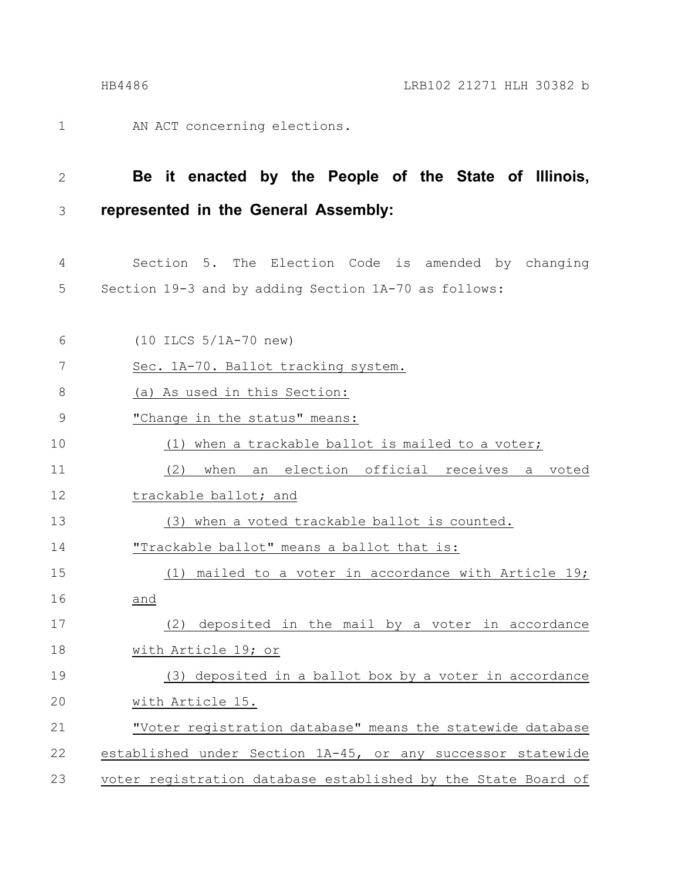AN ACT concerning elections.

**Be it enacted by the People of the State of Illinois, represented in the General Assembly:**

Section 5. The Election Code is amended by changing Section 19-3 and by adding Section 1A-70 as follows:

(10 ILCS 5/1A-70 new)

Sec. 1A-70. Ballot tracking system.

(a) As used in this Section:

"Change in the status" means:

(1) when a trackable ballot is mailed to a voter;

(2) when an election official receives a voted trackable ballot; and

(3) when a voted trackable ballot is counted.

"Trackable ballot" means a ballot that is:

(1) mailed to a voter in accordance with Article 19; and

(2) deposited in the mail by a voter in accordance with Article 19; or

(3) deposited in a ballot box by a voter in accordance with Article 15.

"Voter registration database" means the statewide database established under Section 1A-45, or any successor statewide voter registration database established by the State Board of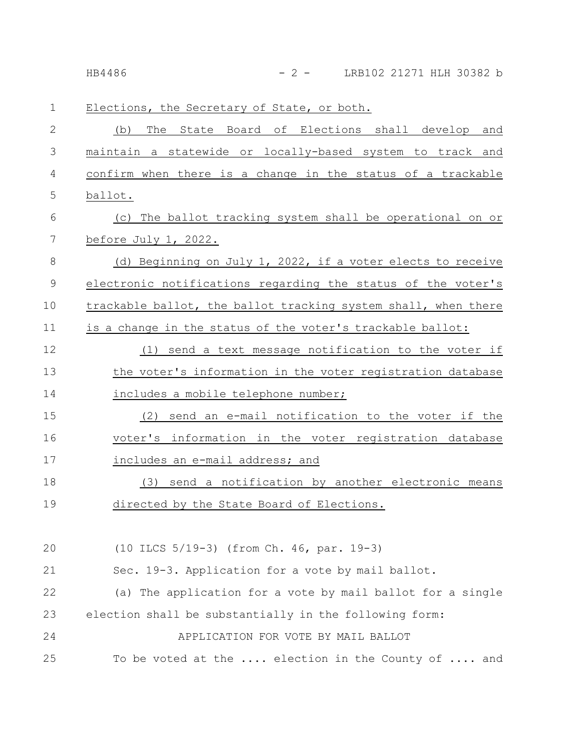Elections, the Secretary of State, or both.

(b) The State Board of Elections shall develop and maintain a statewide or locally-based system to track and confirm when there is a change in the status of a trackable ballot.

(c) The ballot tracking system shall be operational on or before July 1, 2022.

(d) Beginning on July 1, 2022, if a voter elects to receive electronic notifications regarding the status of the voter's trackable ballot, the ballot tracking system shall, when there is a change in the status of the voter's trackable ballot:

(1) send a text message notification to the voter if the voter's information in the voter registration database includes a mobile telephone number;

(2) send an e-mail notification to the voter if the voter's information in the voter registration database includes an e-mail address; and

(3) send a notification by another electronic means directed by the State Board of Elections.

(10 ILCS 5/19-3) (from Ch. 46, par. 19-3)

Sec. 19-3. Application for a vote by mail ballot.

(a) The application for a vote by mail ballot for a single election shall be substantially in the following form:

APPLICATION FOR VOTE BY MAIL BALLOT

To be voted at the .... election in the County of .... and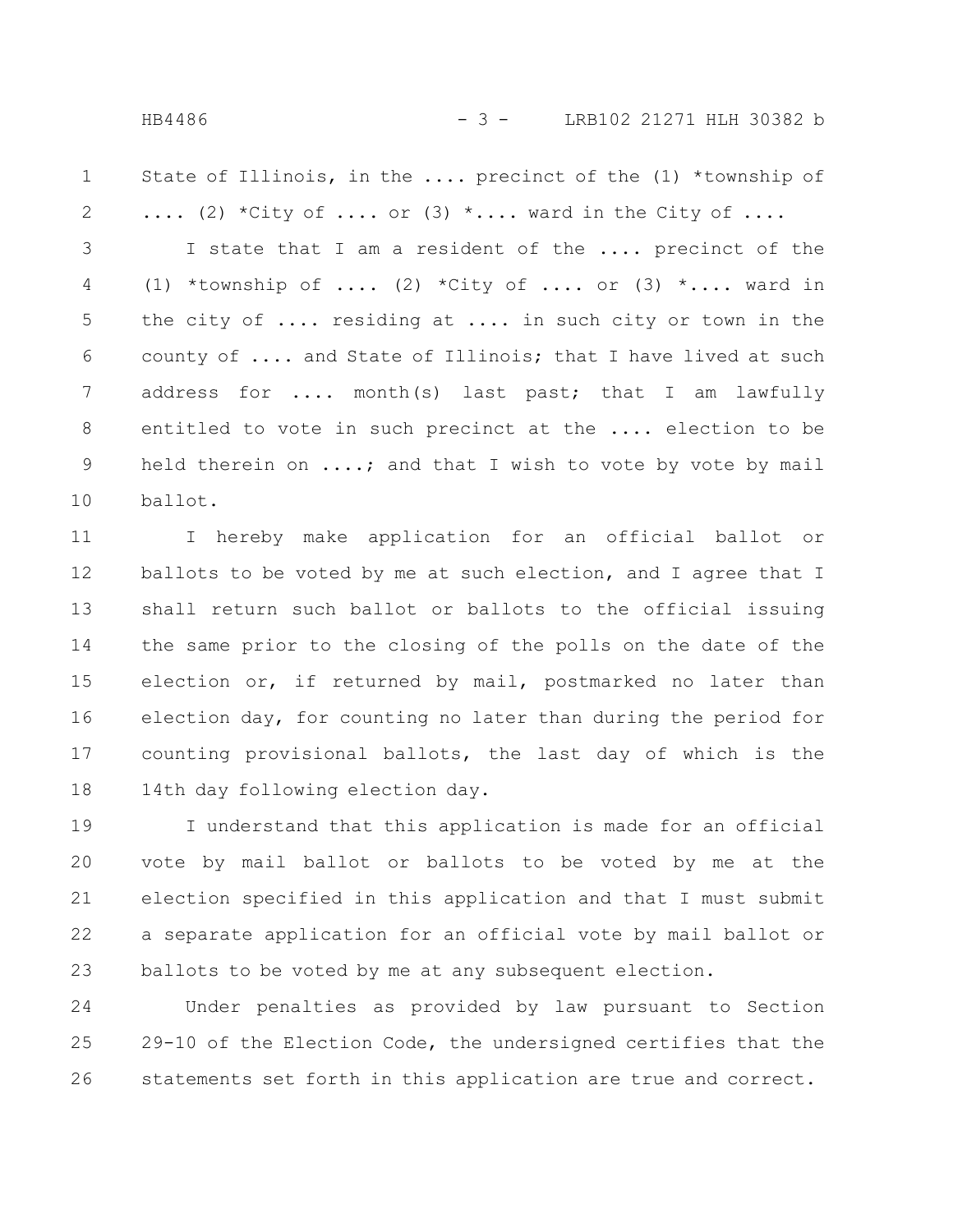State of Illinois, in the .... precinct of the (1) *township of .... (2) *City of .... or (3) *.... ward in the City of ....

I state that I am a resident of the .... precinct of the (1) *township of .... (2) *City of .... or (3) *.... ward in the city of .... residing at .... in such city or town in the county of .... and State of Illinois; that I have lived at such address for .... month(s) last past; that I am lawfully entitled to vote in such precinct at the .... election to be held therein on ....; and that I wish to vote by vote by mail ballot.

I hereby make application for an official ballot or ballots to be voted by me at such election, and I agree that I shall return such ballot or ballots to the official issuing the same prior to the closing of the polls on the date of the election or, if returned by mail, postmarked no later than election day, for counting no later than during the period for counting provisional ballots, the last day of which is the 14th day following election day.

I understand that this application is made for an official vote by mail ballot or ballots to be voted by me at the election specified in this application and that I must submit a separate application for an official vote by mail ballot or ballots to be voted by me at any subsequent election.

Under penalties as provided by law pursuant to Section 29-10 of the Election Code, the undersigned certifies that the statements set forth in this application are true and correct.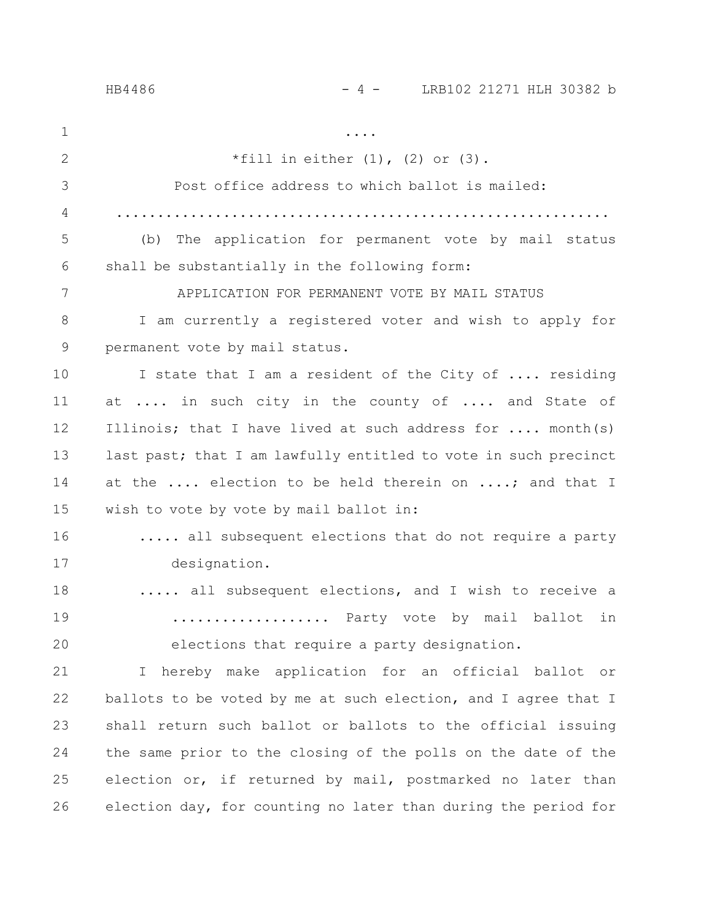....

*fill in either (1), (2) or (3).

Post office address to which ballot is mailed:

...........................................................

(b) The application for permanent vote by mail status shall be substantially in the following form:

APPLICATION FOR PERMANENT VOTE BY MAIL STATUS

I am currently a registered voter and wish to apply for permanent vote by mail status.

I state that I am a resident of the City of .... residing at .... in such city in the county of .... and State of Illinois; that I have lived at such address for .... month(s) last past; that I am lawfully entitled to vote in such precinct at the .... election to be held therein on ....; and that I wish to vote by vote by mail ballot in:

..... all subsequent elections that do not require a party designation.

..... all subsequent elections, and I wish to receive a .................. Party vote by mail ballot in elections that require a party designation.

I hereby make application for an official ballot or ballots to be voted by me at such election, and I agree that I shall return such ballot or ballots to the official issuing the same prior to the closing of the polls on the date of the election or, if returned by mail, postmarked no later than election day, for counting no later than during the period for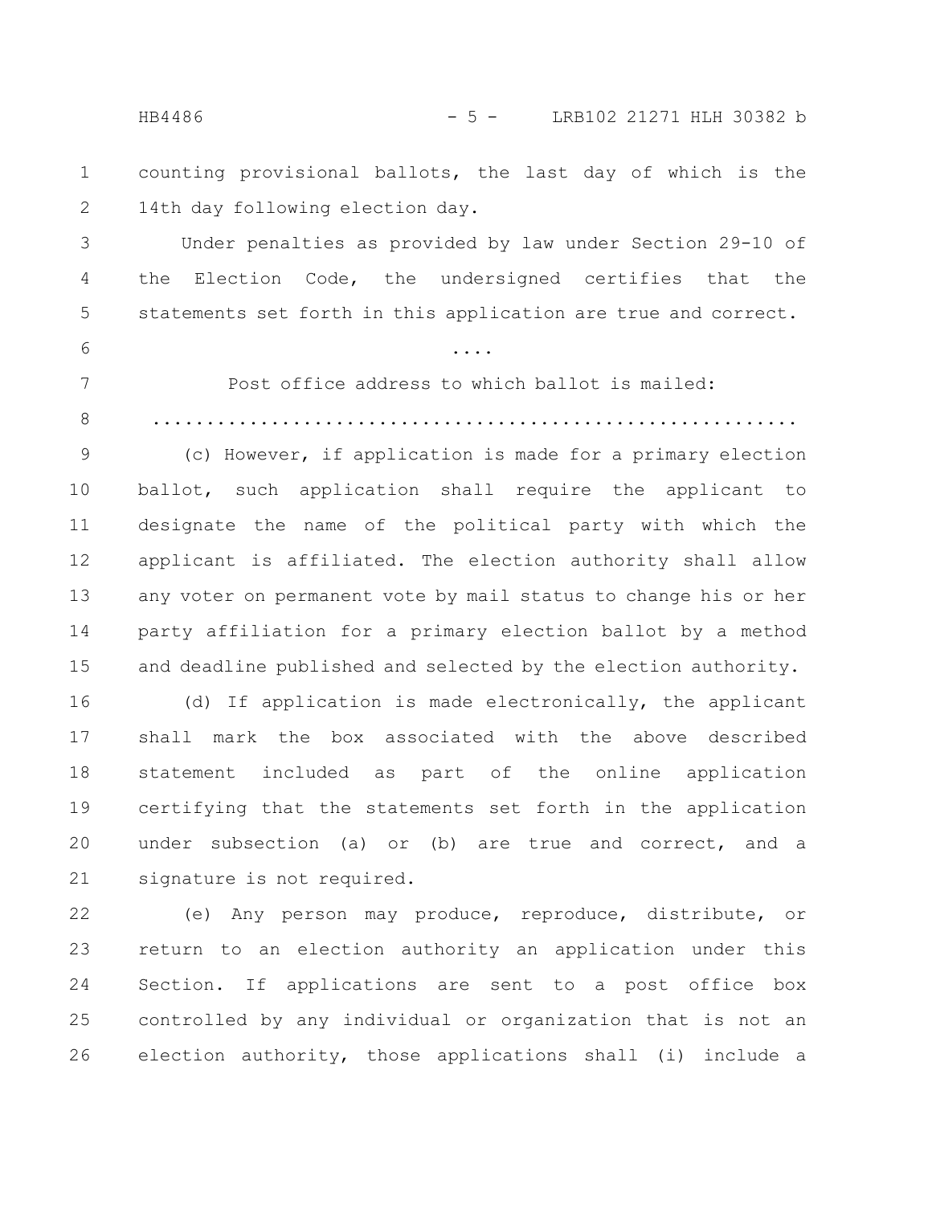counting provisional ballots, the last day of which is the 14th day following election day.

Under penalties as provided by law under Section 29-10 of the Election Code, the undersigned certifies that the statements set forth in this application are true and correct.

....

Post office address to which ballot is mailed:

.........................................................

(c) However, if application is made for a primary election ballot, such application shall require the applicant to designate the name of the political party with which the applicant is affiliated. The election authority shall allow any voter on permanent vote by mail status to change his or her party affiliation for a primary election ballot by a method and deadline published and selected by the election authority.

(d) If application is made electronically, the applicant shall mark the box associated with the above described statement included as part of the online application certifying that the statements set forth in the application under subsection (a) or (b) are true and correct, and a signature is not required.

(e) Any person may produce, reproduce, distribute, or return to an election authority an application under this Section. If applications are sent to a post office box controlled by any individual or organization that is not an election authority, those applications shall (i) include a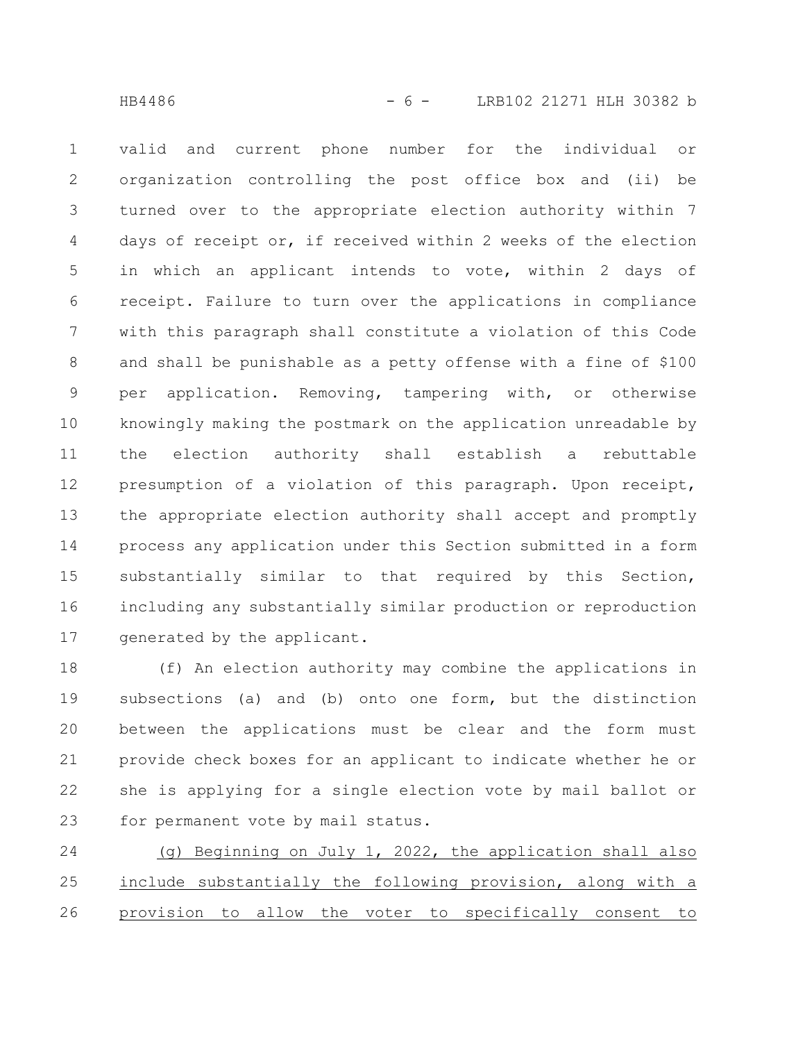valid and current phone number for the individual or organization controlling the post office box and (ii) be turned over to the appropriate election authority within 7 days of receipt or, if received within 2 weeks of the election in which an applicant intends to vote, within 2 days of receipt. Failure to turn over the applications in compliance with this paragraph shall constitute a violation of this Code and shall be punishable as a petty offense with a fine of $100 per application. Removing, tampering with, or otherwise knowingly making the postmark on the application unreadable by the election authority shall establish a rebuttable presumption of a violation of this paragraph. Upon receipt, the appropriate election authority shall accept and promptly process any application under this Section submitted in a form substantially similar to that required by this Section, including any substantially similar production or reproduction generated by the applicant.

(f) An election authority may combine the applications in subsections (a) and (b) onto one form, but the distinction between the applications must be clear and the form must provide check boxes for an applicant to indicate whether he or she is applying for a single election vote by mail ballot or for permanent vote by mail status.

<u>(g) Beginning on July 1, 2022, the application shall also include substantially the following provision, along with a provision to allow the voter to specifically consent to</u>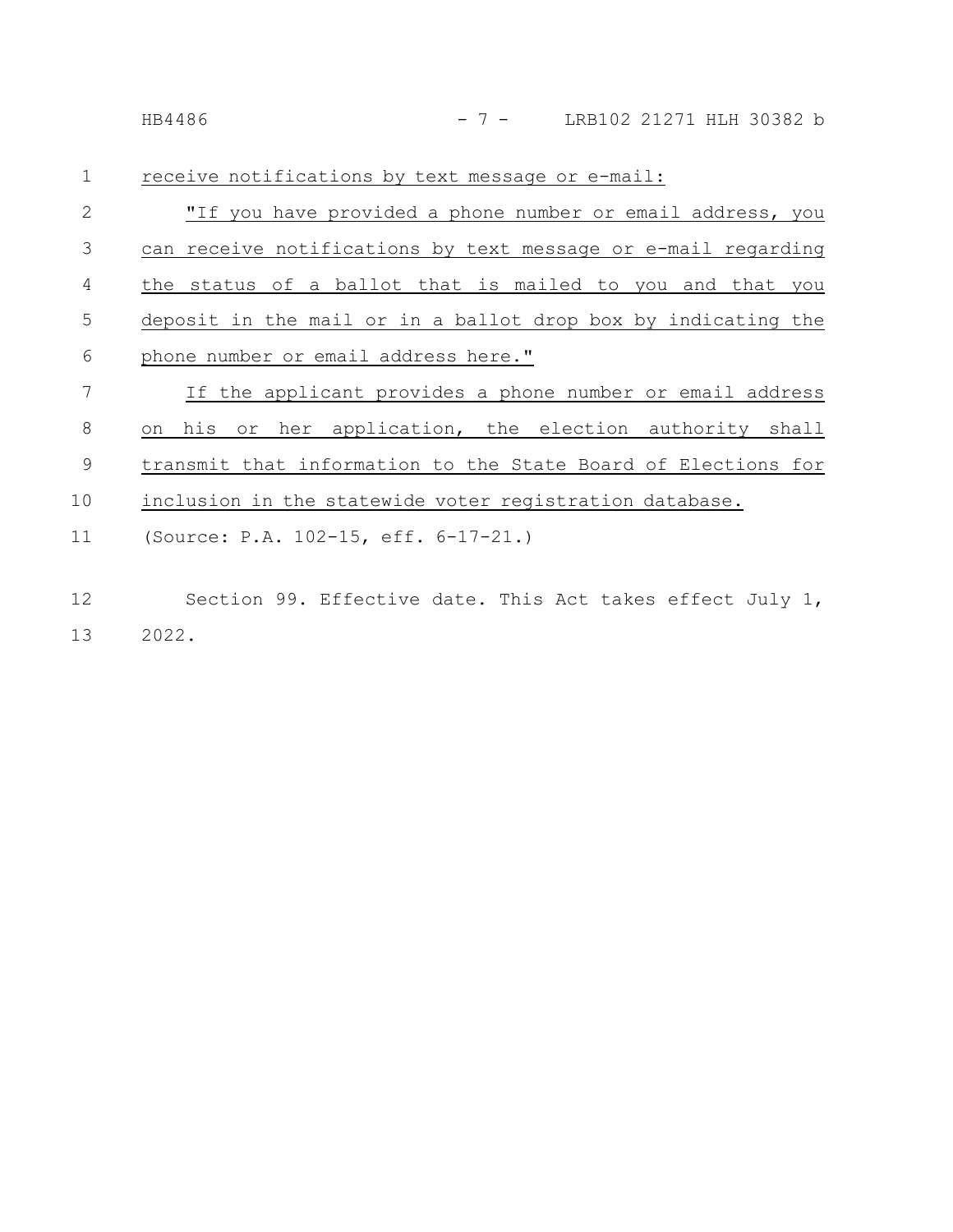receive notifications by text message or e-mail:

"If you have provided a phone number or email address, you can receive notifications by text message or e-mail regarding the status of a ballot that is mailed to you and that you deposit in the mail or in a ballot drop box by indicating the phone number or email address here."

If the applicant provides a phone number or email address on his or her application, the election authority shall transmit that information to the State Board of Elections for inclusion in the statewide voter registration database.

(Source: P.A. 102-15, eff. 6-17-21.)

Section 99. Effective date. This Act takes effect July 1, 2022.